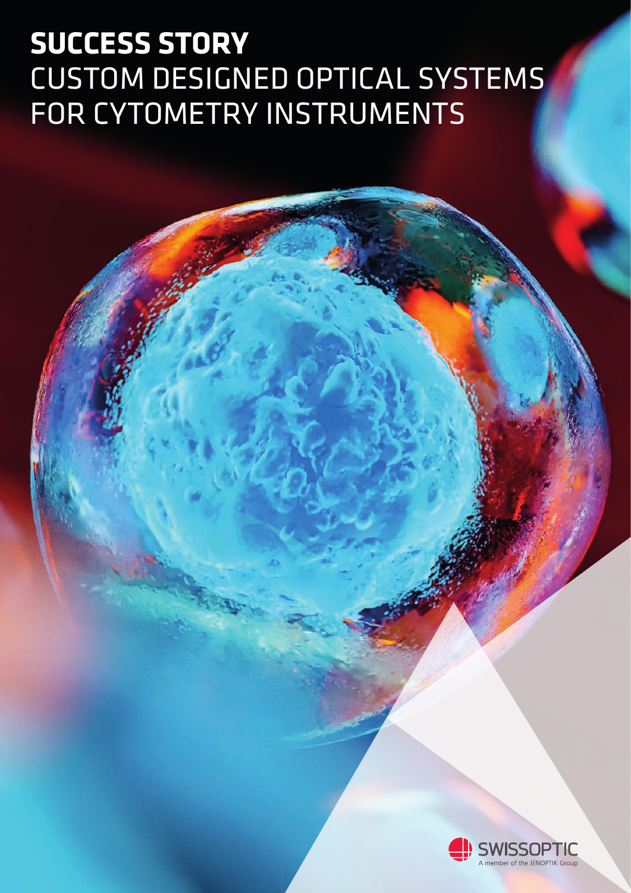# SUCCESS STORY
# CUSTOM DESIGNED OPTICAL SYSTEMS FOR CYTOMETRY INSTRUMENTS

SWISSOPTIC
A member of the JENOPTIK Group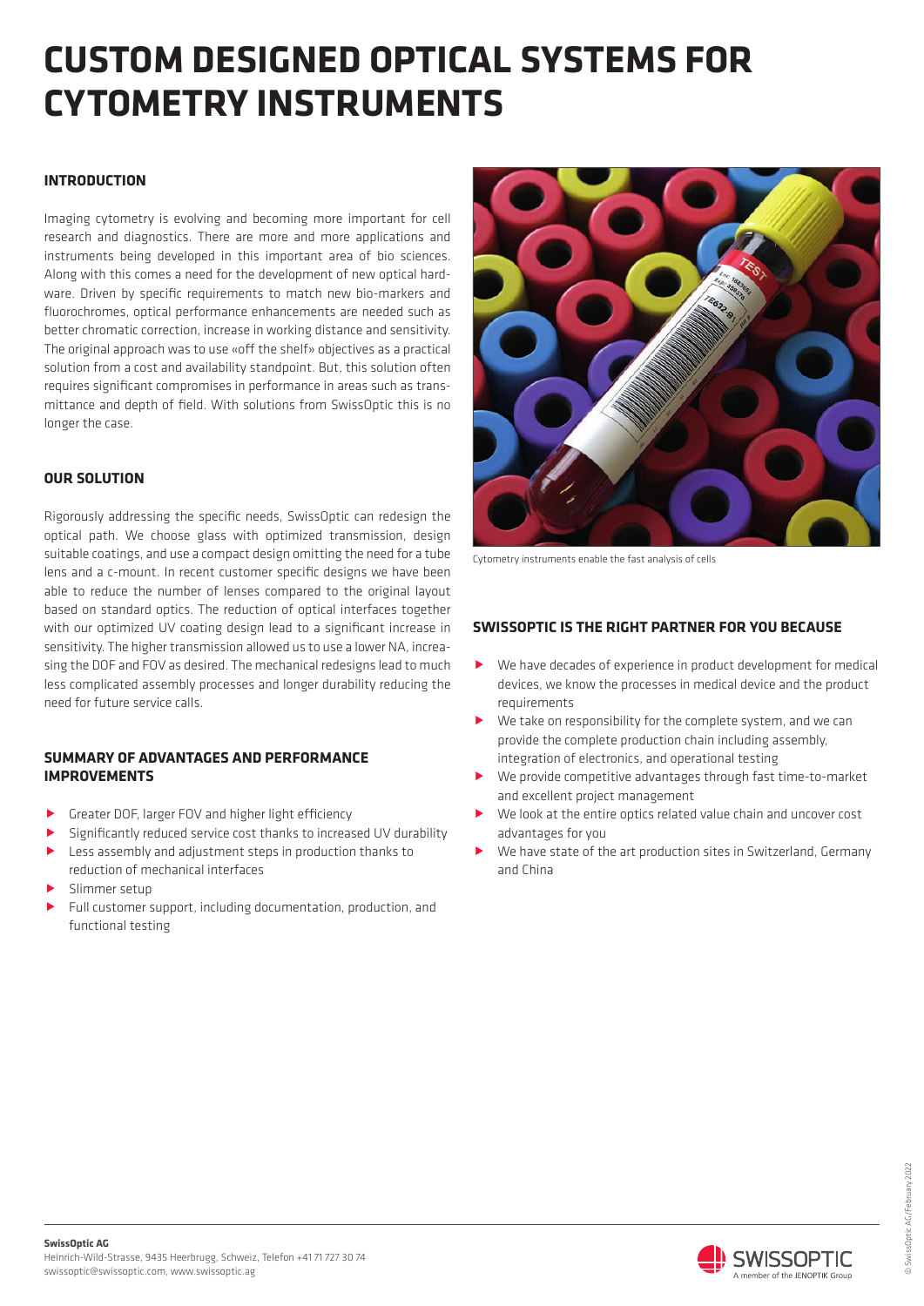# CUSTOM DESIGNED OPTICAL SYSTEMS FOR CYTOMETRY INSTRUMENTS

## INTRODUCTION

Imaging cytometry is evolving and becoming more important for cell research and diagnostics. There are more and more applications and instruments being developed in this important area of bio sciences. Along with this comes a need for the development of new optical hardware. Driven by specific requirements to match new bio-markers and fluorochromes, optical performance enhancements are needed such as better chromatic correction, increase in working distance and sensitivity. The original approach was to use «off the shelf» objectives as a practical solution from a cost and availability standpoint. But, this solution often requires significant compromises in performance in areas such as transmittance and depth of field. With solutions from SwissOptic this is no longer the case.

## OUR SOLUTION

Rigorously addressing the specific needs, SwissOptic can redesign the optical path. We choose glass with optimized transmission, design suitable coatings, and use a compact design omitting the need for a tube lens and a c-mount. In recent customer specific designs we have been able to reduce the number of lenses compared to the original layout based on standard optics. The reduction of optical interfaces together with our optimized UV coating design lead to a significant increase in sensitivity. The higher transmission allowed us to use a lower NA, increasing the DOF and FOV as desired. The mechanical redesigns lead to much less complicated assembly processes and longer durability reducing the need for future service calls.

## SUMMARY OF ADVANTAGES AND PERFORMANCE IMPROVEMENTS

- Greater DOF, larger FOV and higher light efficiency
- Significantly reduced service cost thanks to increased UV durability
- Less assembly and adjustment steps in production thanks to reduction of mechanical interfaces
- Slimmer setup
- Full customer support, including documentation, production, and functional testing

Cytometry instruments enable the fast analysis of cells

## SWISSOPTIC IS THE RIGHT PARTNER FOR YOU BECAUSE

- We have decades of experience in product development for medical devices, we know the processes in medical device and the product requirements
- We take on responsibility for the complete system, and we can provide the complete production chain including assembly, integration of electronics, and operational testing
- We provide competitive advantages through fast time-to-market and excellent project management
- We look at the entire optics related value chain and uncover cost advantages for you
- We have state of the art production sites in Switzerland, Germany and China

**SwissOptic AG**
Heinrich-Wild-Strasse, 9435 Heerbrugg, Schweiz, Telefon +41 71 727 30 74
swissoptic@swissoptic.com, www.swissoptic.ag

SWISSOPTIC
A member of the JENOPTIK Group

© SwissOptic AG/February 2022